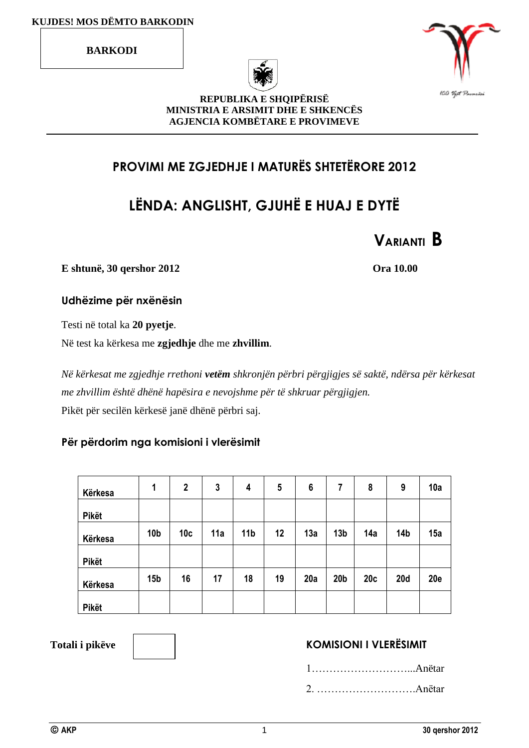KUJDES! MOS DËMTO BARKODIN

BARKODI

**REPUBLIKA E SHQIPËRISË**
**MINISTRIA E ARSIMIT DHE E SHKENCËS**
**AGJENCIA KOMBËTARE E PROVIMEVE**

# PROVIMI ME ZGJEDHJE I MATURËS SHTETËRORE 2012

# LËNDA: ANGLISHT, GJUHË E HUAJ E DYTË

## VARIANTI B

**E shtunë, 30 qershor 2012** **Ora 10.00**

### Udhëzime për nxënësin

Testi në total ka **20 pyetje**.

Në test ka kërkesa me **zgjedhje** dhe me **zhvillim**.

*Në kërkesat me zgjedhje rrethoni **vetëm** shkronjën përbri përgjigjes së saktë, ndërsa për kërkesat me zhvillim është dhënë hapësira e nevojshme për të shkruar përgjigjen.*

Pikët për secilën kërkesë janë dhënë përbri saj.

### Për përdorim nga komisioni i vlerësimit

| | | | | | | | | | | |
|---|---|---|---|---|---|---|---|---|---|---|
| Kërkesa | 1 | 2 | 3 | 4 | 5 | 6 | 7 | 8 | 9 | 10a |
| Pikët | | | | | | | | | | |
| Kërkesa | 10b | 10c | 11a | 11b | 12 | 13a | 13b | 14a | 14b | 15a |
| Pikët | | | | | | | | | | |
| Kërkesa | 15b | 16 | 17 | 18 | 19 | 20a | 20b | 20c | 20d | 20e |
| Pikët | | | | | | | | | | |

**Totali i pikëve**

**KOMISIONI I VLERËSIMIT**

1………………………...Anëtar

2. ……………………….Anëtar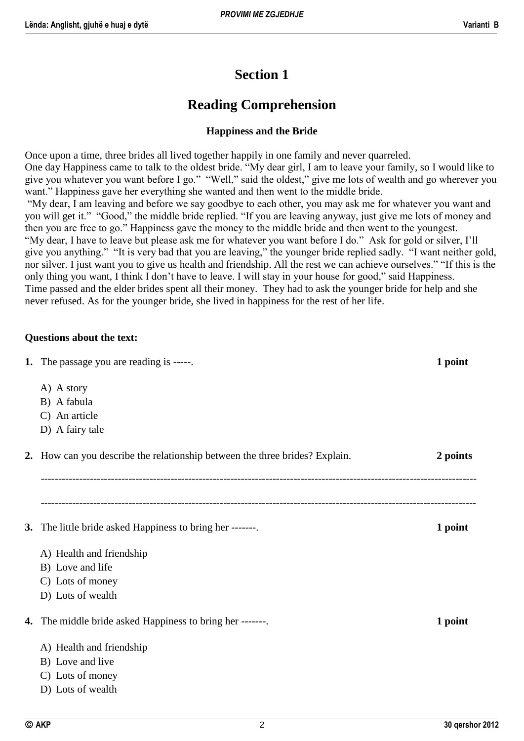# Section 1

## Reading Comprehension

### Happiness and the Bride

Once upon a time, three brides all lived together happily in one family and never quarreled.
One day Happiness came to talk to the oldest bride. “My dear girl, I am to leave your family, so I would like to give you whatever you want before I go.” “Well,” said the oldest,” give me lots of wealth and go wherever you want.” Happiness gave her everything she wanted and then went to the middle bride.
“My dear, I am leaving and before we say goodbye to each other, you may ask me for whatever you want and you will get it.” “Good,” the middle bride replied. “If you are leaving anyway, just give me lots of money and then you are free to go.” Happiness gave the money to the middle bride and then went to the youngest.
“My dear, I have to leave but please ask me for whatever you want before I do.” Ask for gold or silver, I’ll give you anything.” “It is very bad that you are leaving,” the younger bride replied sadly. “I want neither gold, nor silver. I just want you to give us health and friendship. All the rest we can achieve ourselves.” “If this is the only thing you want, I think I don’t have to leave. I will stay in your house for good,” said Happiness.
Time passed and the elder brides spent all their money. They had to ask the younger bride for help and she never refused. As for the younger bride, she lived in happiness for the rest of her life.

**Questions about the text:**

**1.** The passage you are reading is -----. **1 point**

A) A story
B) A fabula
C) An article
D) A fairy tale

**2.** How can you describe the relationship between the three brides? Explain. **2 points**

---------------------------------------------------------------------------------------------------------------------------

---------------------------------------------------------------------------------------------------------------------------

**3.** The little bride asked Happiness to bring her -------. **1 point**

A) Health and friendship
B) Love and life
C) Lots of money
D) Lots of wealth

**4.** The middle bride asked Happiness to bring her -------. **1 point**

A) Health and friendship
B) Love and live
C) Lots of money
D) Lots of wealth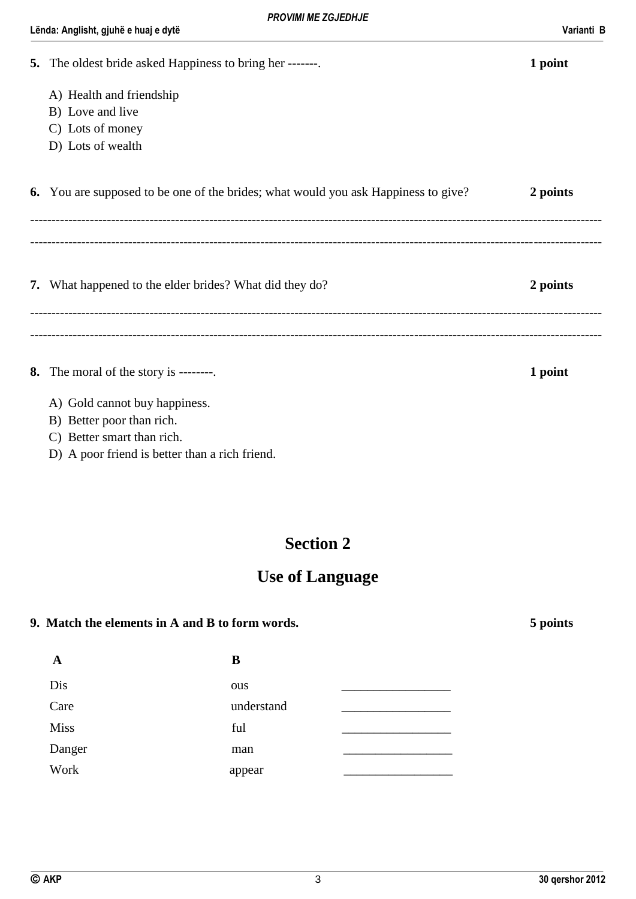**5.** The oldest bride asked Happiness to bring her -------. **1 point**

A) Health and friendship
B) Love and live
C) Lots of money
D) Lots of wealth

**6.** You are supposed to be one of the brides; what would you ask Happiness to give? **2 points**

---------------------------------------------------------------------------------------------------------------------------------------

---------------------------------------------------------------------------------------------------------------------------------------

**7.** What happened to the elder brides? What did they do? **2 points**

---------------------------------------------------------------------------------------------------------------------------------------

---------------------------------------------------------------------------------------------------------------------------------------

**8.** The moral of the story is --------. **1 point**

A) Gold cannot buy happiness.
B) Better poor than rich.
C) Better smart than rich.
D) A poor friend is better than a rich friend.

## Section 2

## Use of Language

**9. Match the elements in A and B to form words.** **5 points**

| **A** | **B** | |
|---|---|---|
| Dis | ous | _________________ |
| Care | understand | _________________ |
| Miss | ful | _________________ |
| Danger | man | _________________ |
| Work | appear | _________________ |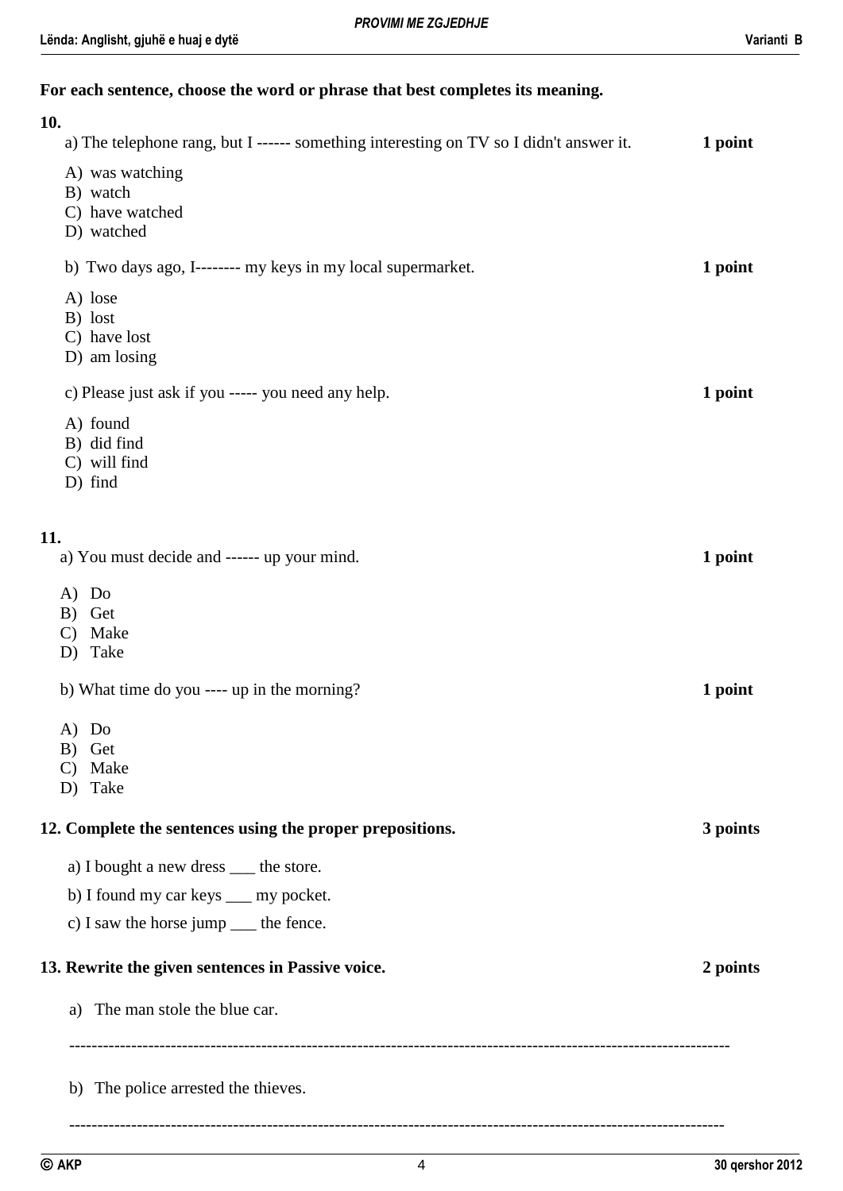**For each sentence, choose the word or phrase that best completes its meaning.**

**10.**

a) The telephone rang, but I ------ something interesting on TV so I didn't answer it. **1 point**

A) was watching
B) watch
C) have watched
D) watched

b) Two days ago, I-------- my keys in my local supermarket. **1 point**

A) lose
B) lost
C) have lost
D) am losing

c) Please just ask if you ----- you need any help. **1 point**

A) found
B) did find
C) will find
D) find

**11.**

a) You must decide and ------ up your mind. **1 point**

A) Do
B) Get
C) Make
D) Take

b) What time do you ---- up in the morning? **1 point**

A) Do
B) Get
C) Make
D) Take

**12. Complete the sentences using the proper prepositions.** **3 points**

a) I bought a new dress ___ the store.

b) I found my car keys ___ my pocket.

c) I saw the horse jump ___ the fence.

**13. Rewrite the given sentences in Passive voice.** **2 points**

a) The man stole the blue car.

---------------------------------------------------------------------------------------------------------------------

b) The police arrested the thieves.

---------------------------------------------------------------------------------------------------------------------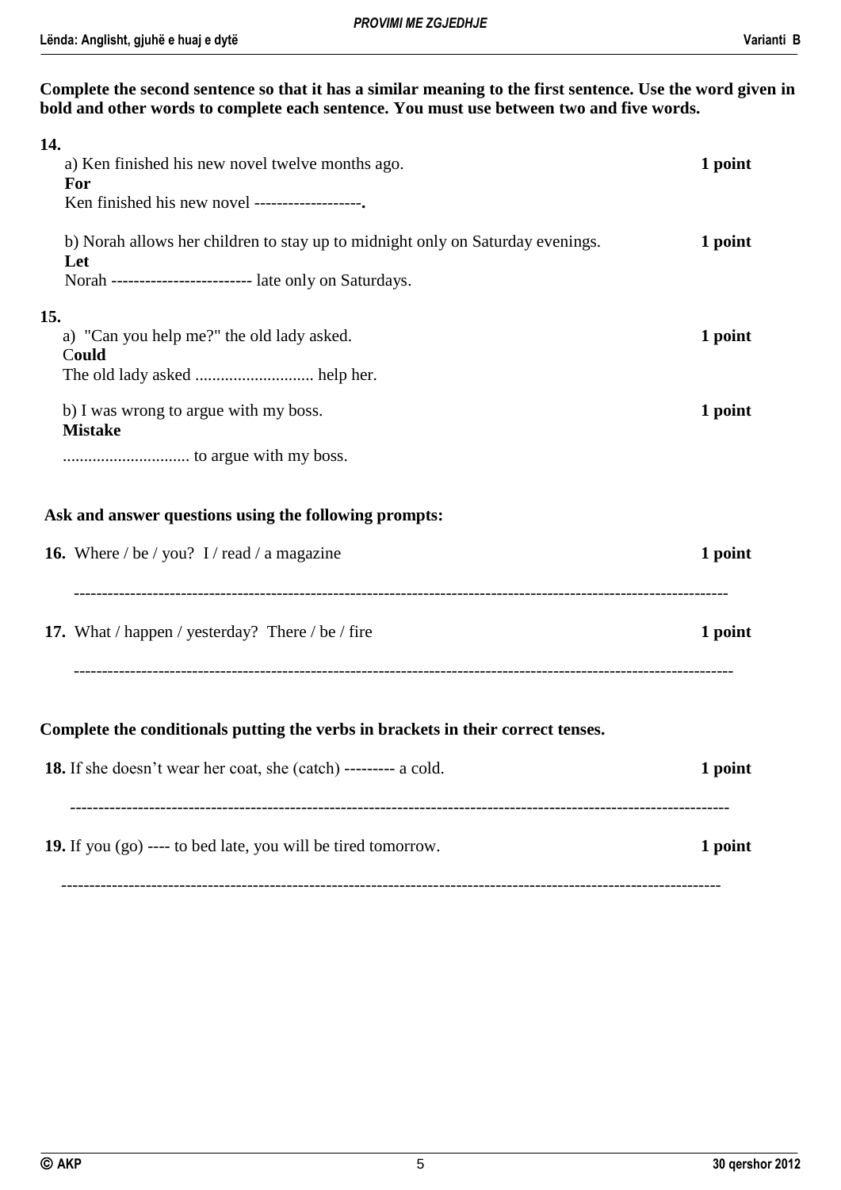**Complete the second sentence so that it has a similar meaning to the first sentence. Use the word given in bold and other words to complete each sentence. You must use between two and five words.**

**14.**

a) Ken finished his new novel twelve months ago. **1 point**
**For**
Ken finished his new novel -------------------**.**

b) Norah allows her children to stay up to midnight only on Saturday evenings. **1 point**
**Let**
Norah ------------------------ late only on Saturdays.

**15.**

a) "Can you help me?" the old lady asked. **1 point**
C**ould**
The old lady asked ............................ help her.

b) I was wrong to argue with my boss. **1 point**
**Mistake**
.............................. to argue with my boss.

**Ask and answer questions using the following prompts:**

**16.** Where / be / you? I / read / a magazine **1 point**

-------------------------------------------------------------------------------------------------------------------

**17.** What / happen / yesterday? There / be / fire **1 point**

-------------------------------------------------------------------------------------------------------------------

**Complete the conditionals putting the verbs in brackets in their correct tenses.**

**18.** If she doesn't wear her coat, she (catch) --------- a cold. **1 point**

-------------------------------------------------------------------------------------------------------------------

**19.** If you (go) ---- to bed late, you will be tired tomorrow. **1 point**

-------------------------------------------------------------------------------------------------------------------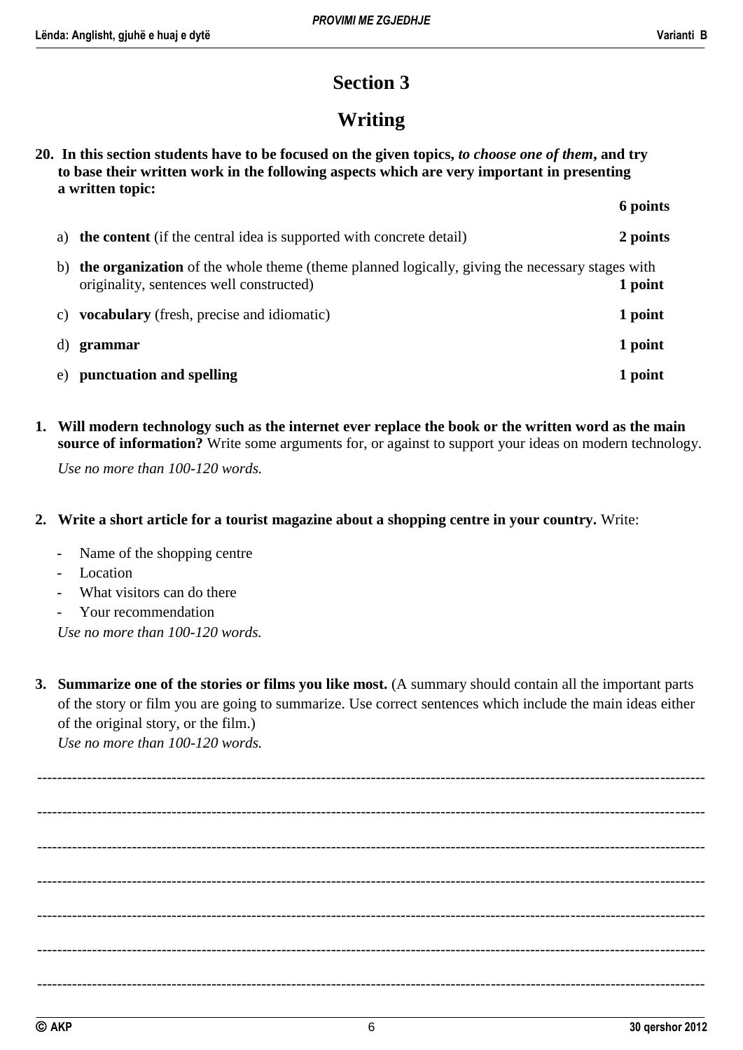# Section 3

## Writing

**20. In this section students have to be focused on the given topics, *to choose one of them*, and try to base their written work in the following aspects which are very important in presenting a written topic:**

**6 points**

a) **the content** (if the central idea is supported with concrete detail) **2 points**

b) **the organization** of the whole theme (theme planned logically, giving the necessary stages with originality, sentences well constructed) **1 point**

c) **vocabulary** (fresh, precise and idiomatic) **1 point**

d) **grammar** **1 point**

e) **punctuation and spelling** **1 point**

**1. Will modern technology such as the internet ever replace the book or the written word as the main source of information?** Write some arguments for, or against to support your ideas on modern technology.

*Use no more than 100-120 words.*

**2. Write a short article for a tourist magazine about a shopping centre in your country.** Write:

- Name of the shopping centre
- Location
- What visitors can do there
- Your recommendation

*Use no more than 100-120 words.*

**3. Summarize one of the stories or films you like most.** (A summary should contain all the important parts of the story or film you are going to summarize. Use correct sentences which include the main ideas either of the original story, or the film.)

*Use no more than 100-120 words.*

-------------------------------------------------------------------------------------------------------------------------------------------

-------------------------------------------------------------------------------------------------------------------------------------------

-------------------------------------------------------------------------------------------------------------------------------------------

-------------------------------------------------------------------------------------------------------------------------------------------

-------------------------------------------------------------------------------------------------------------------------------------------

-------------------------------------------------------------------------------------------------------------------------------------------

-------------------------------------------------------------------------------------------------------------------------------------------